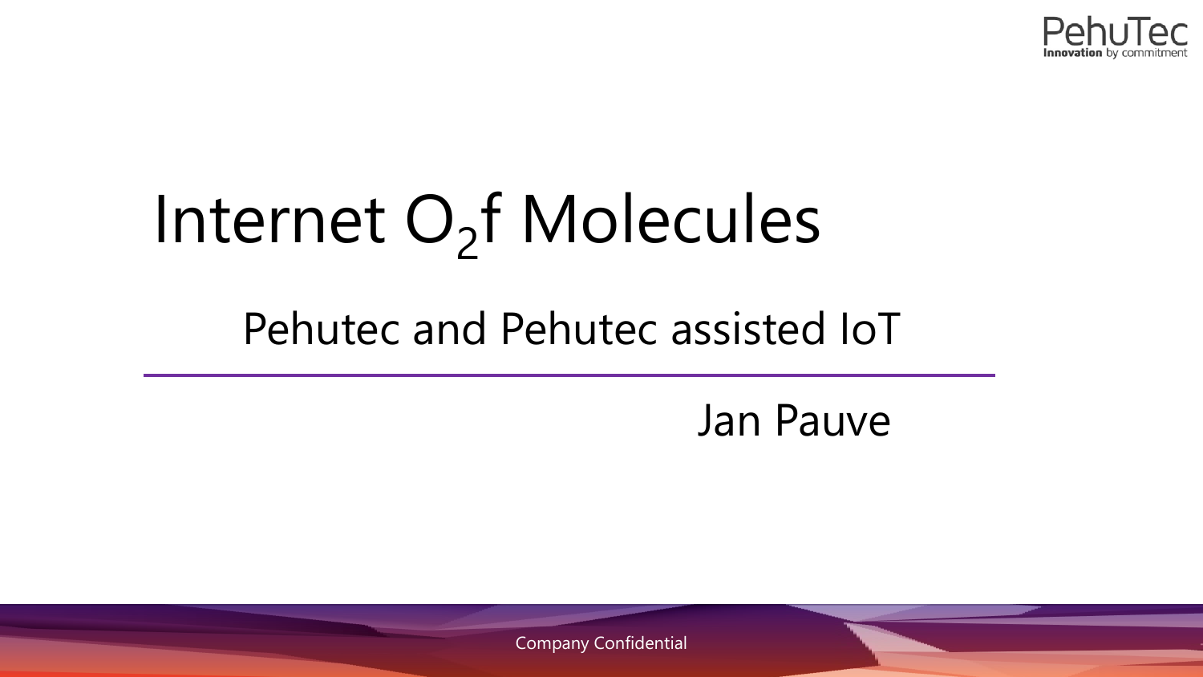# Internet O$_2$f Molecules

## Pehutec and Pehutec assisted IoT

Jan Pauve

Company Confidential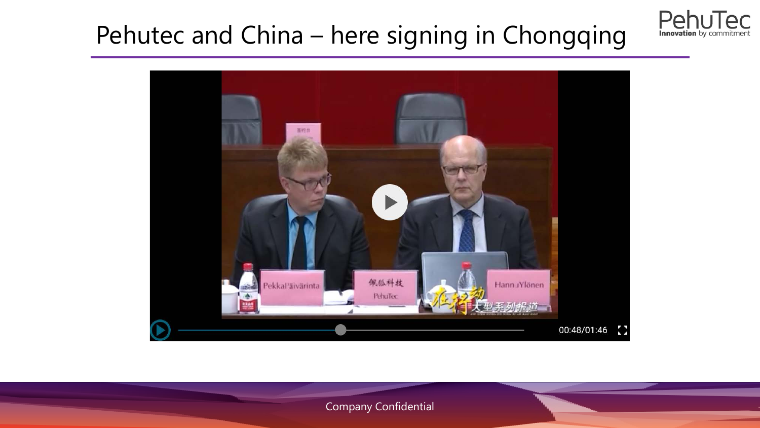# Pehutec and China – here signing in Chongqing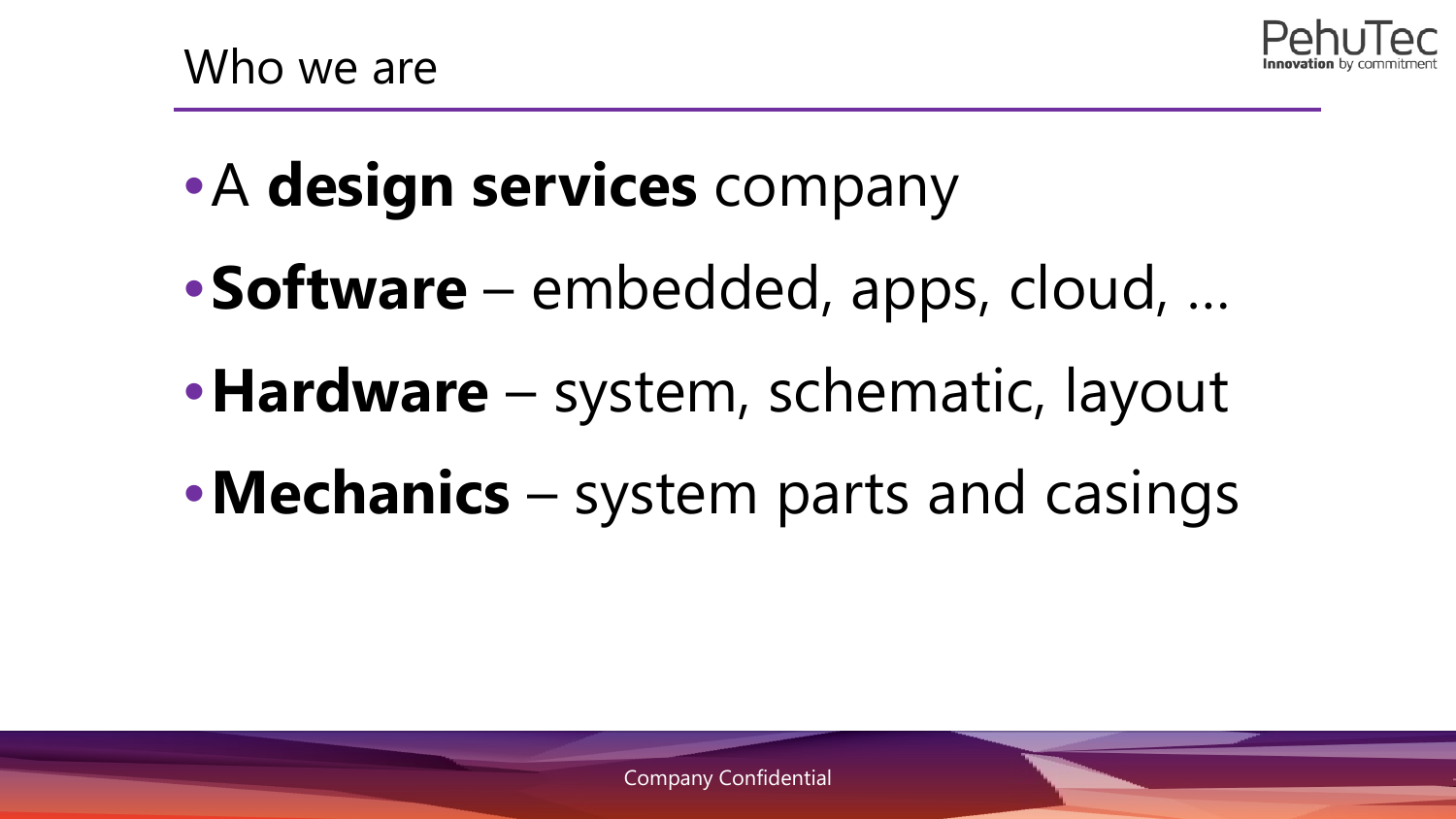# Who we are

- A **design services** company
- **Software** – embedded, apps, cloud, …
- **Hardware** – system, schematic, layout
- **Mechanics** – system parts and casings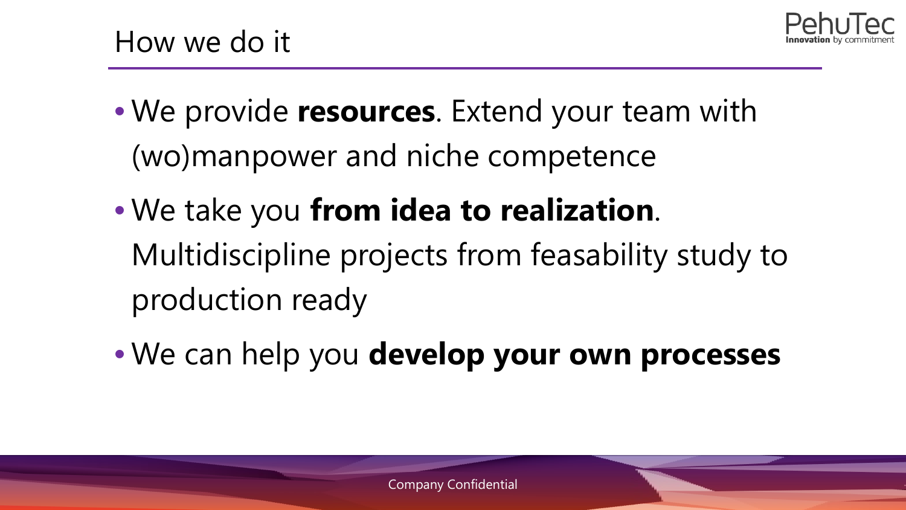# How we do it

- We provide **resources**. Extend your team with (wo)manpower and niche competence
- We take you **from idea to realization**. Multidiscipline projects from feasability study to production ready
- We can help you **develop your own processes**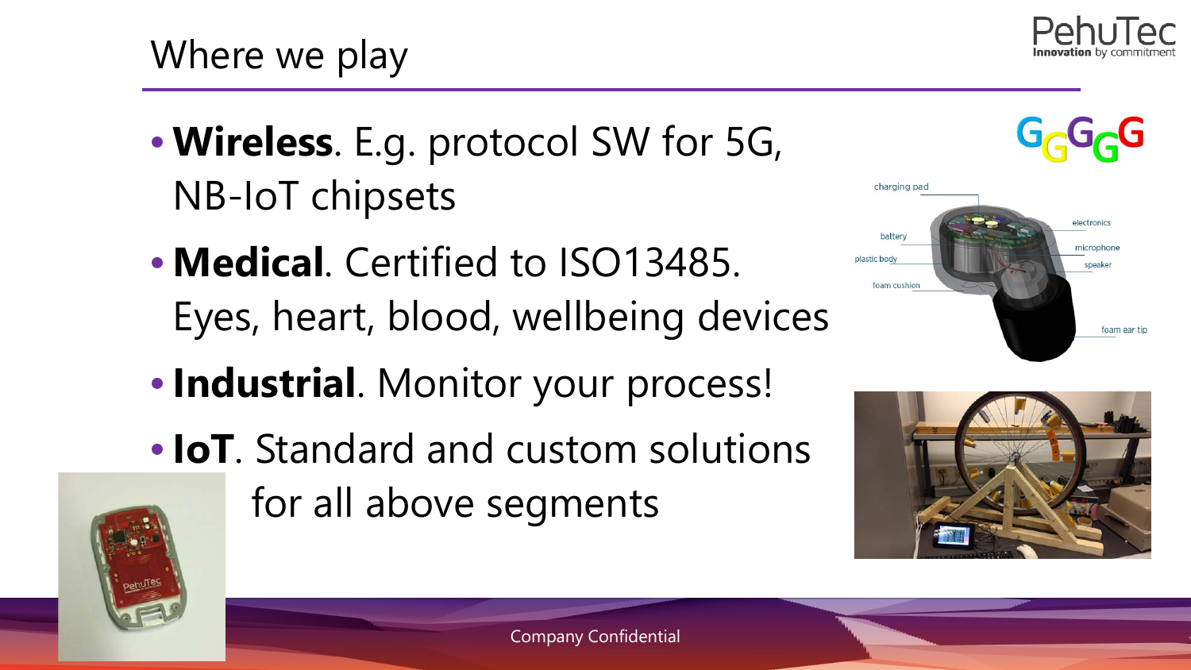# Where we play

- **Wireless**. E.g. protocol SW for 5G, NB-IoT chipsets
- **Medical**. Certified to ISO13485. Eyes, heart, blood, wellbeing devices
- **Industrial**. Monitor your process!
- **IoT**. Standard and custom solutions for all above segments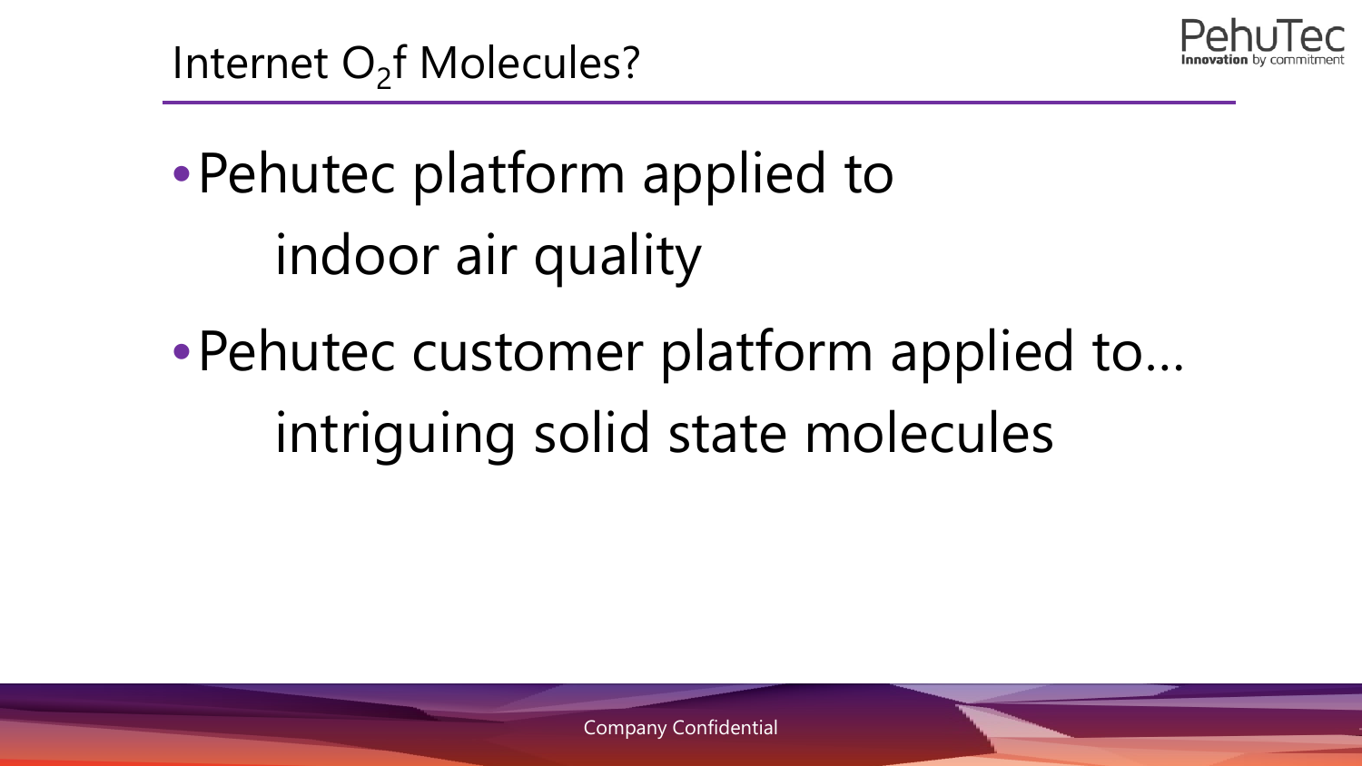# Internet $O_2$f Molecules?

- Pehutec platform applied to
  indoor air quality
- Pehutec customer platform applied to…
  intriguing solid state molecules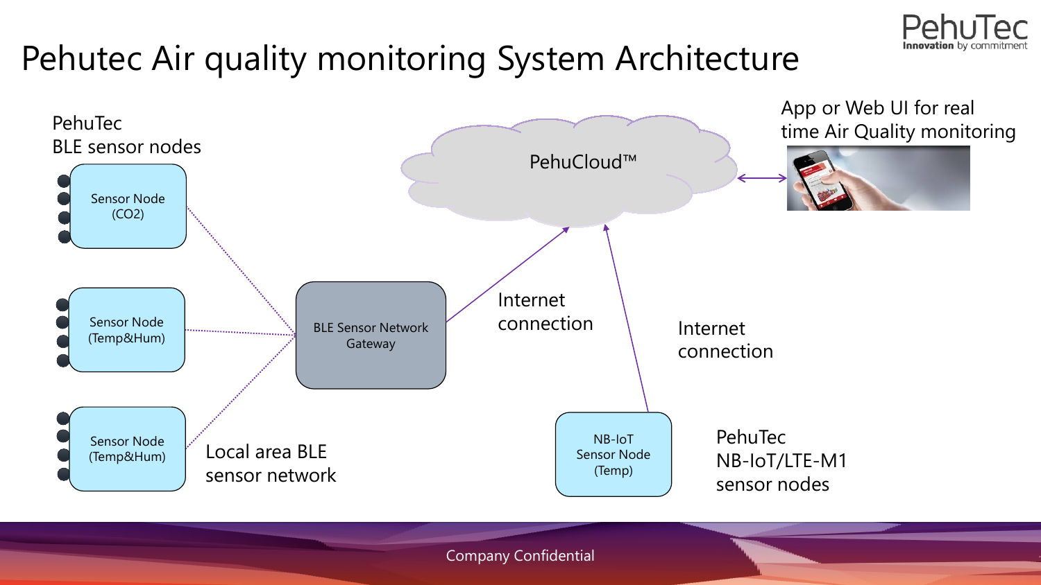# Pehutec Air quality monitoring System Architecture

PehuTec
BLE sensor nodes

Sensor Node
($CO_2$)

Sensor Node
(Temp&Hum)

Sensor Node
(Temp&Hum)

Local area BLE
sensor network

BLE Sensor Network
Gateway

Internet
connection

PehuCloud™

App or Web UI for real
time Air Quality monitoring

Internet
connection

NB-IoT
Sensor Node
(Temp)

PehuTec
NB-IoT/LTE-M1
sensor nodes

Company Confidential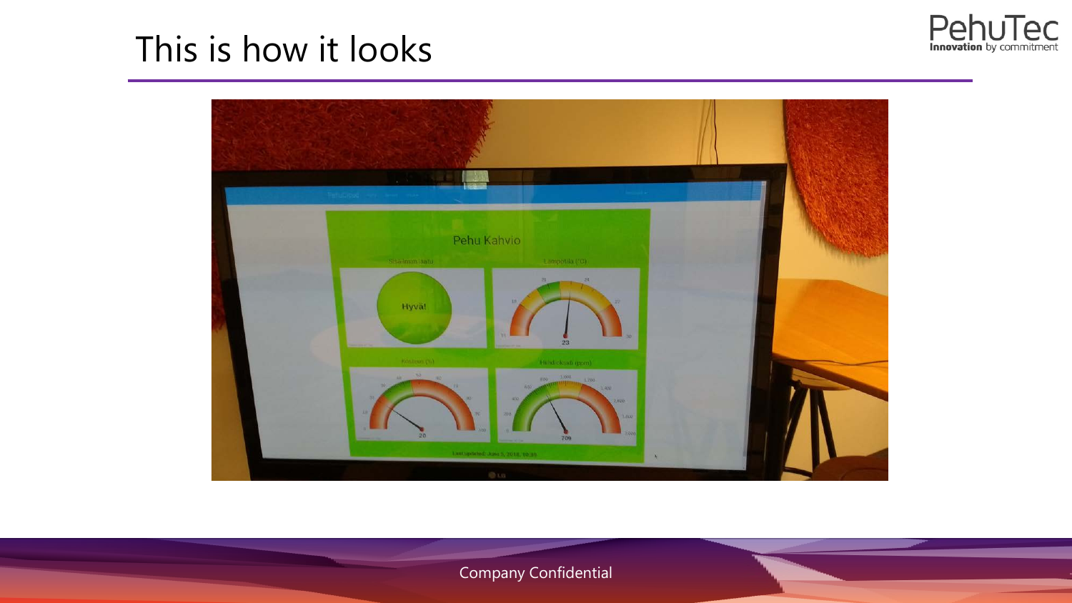# This is how it looks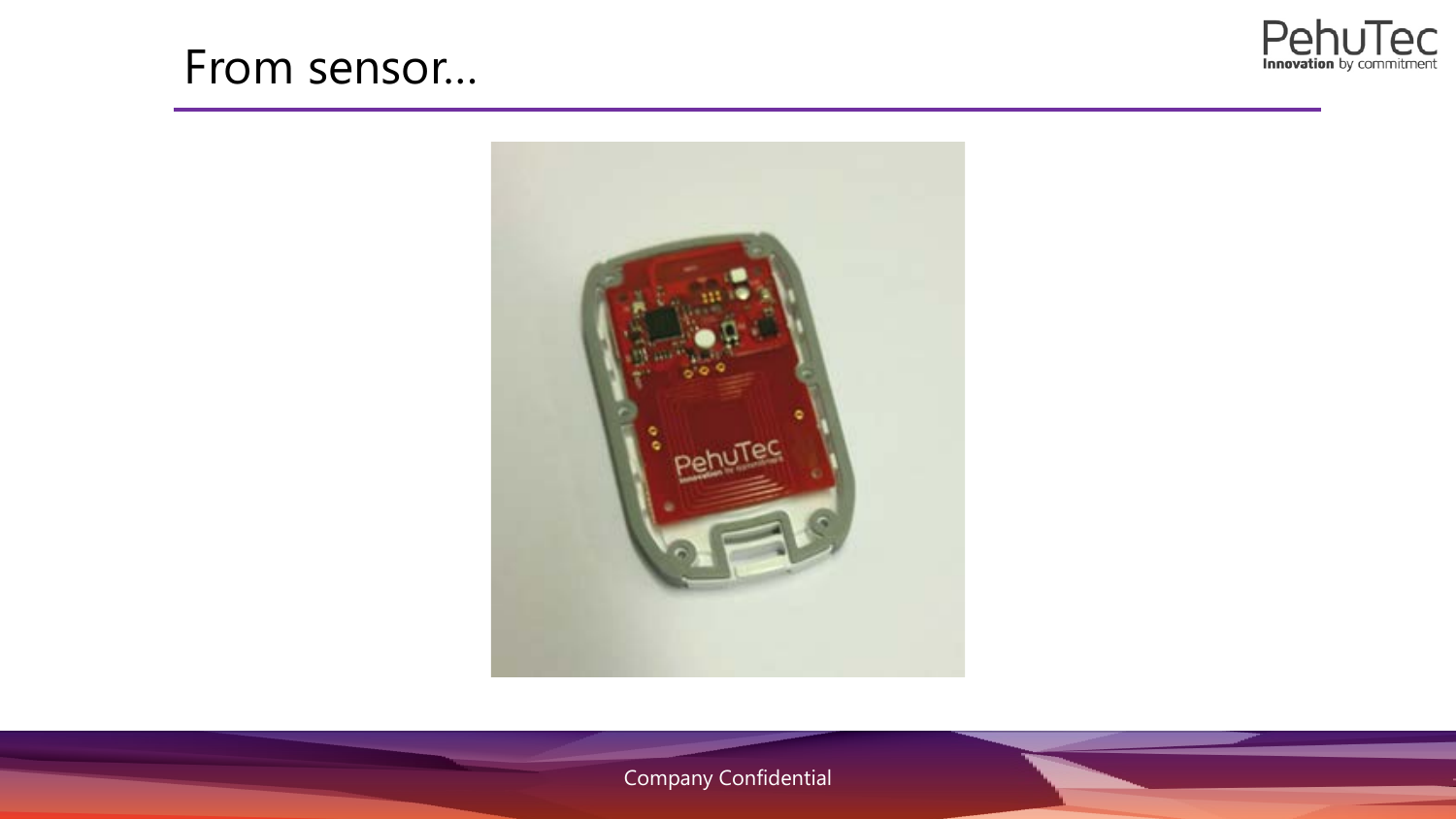# From sensor…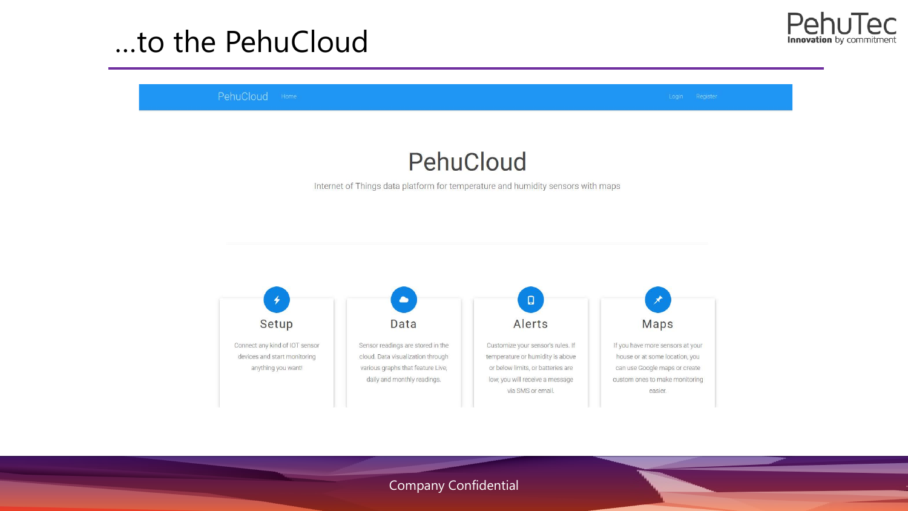# ...to the PehuCloud

PehuCloud Home Login Register

## PehuCloud

Internet of Things data platform for temperature and humidity sensors with maps

### Setup

Connect any kind of IOT sensor devices and start monitoring anything you want!

### Data

Sensor readings are stored in the cloud. Data visualization through various graphs that feature Live, daily and monthly readings.

### Alerts

Customize your sensor's rules. If temperature or humidity is above or below limits, or batteries are low, you will receive a message via SMS or email.

### Maps

If you have more sensors at your house or at some location, you can use Google maps or create custom ones to make monitoring easier.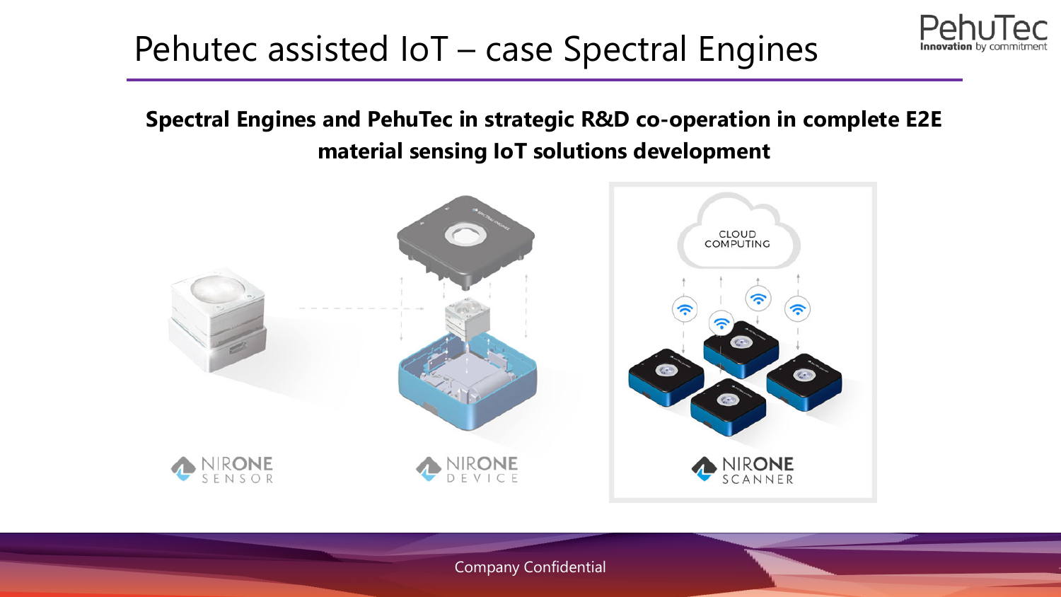# Pehutec assisted IoT – case Spectral Engines

**Spectral Engines and PehuTec in strategic R&D co-operation in complete E2E material sensing IoT solutions development**

NIRONE SENSOR

NIRONE DEVICE

CLOUD COMPUTING

NIRONE SCANNER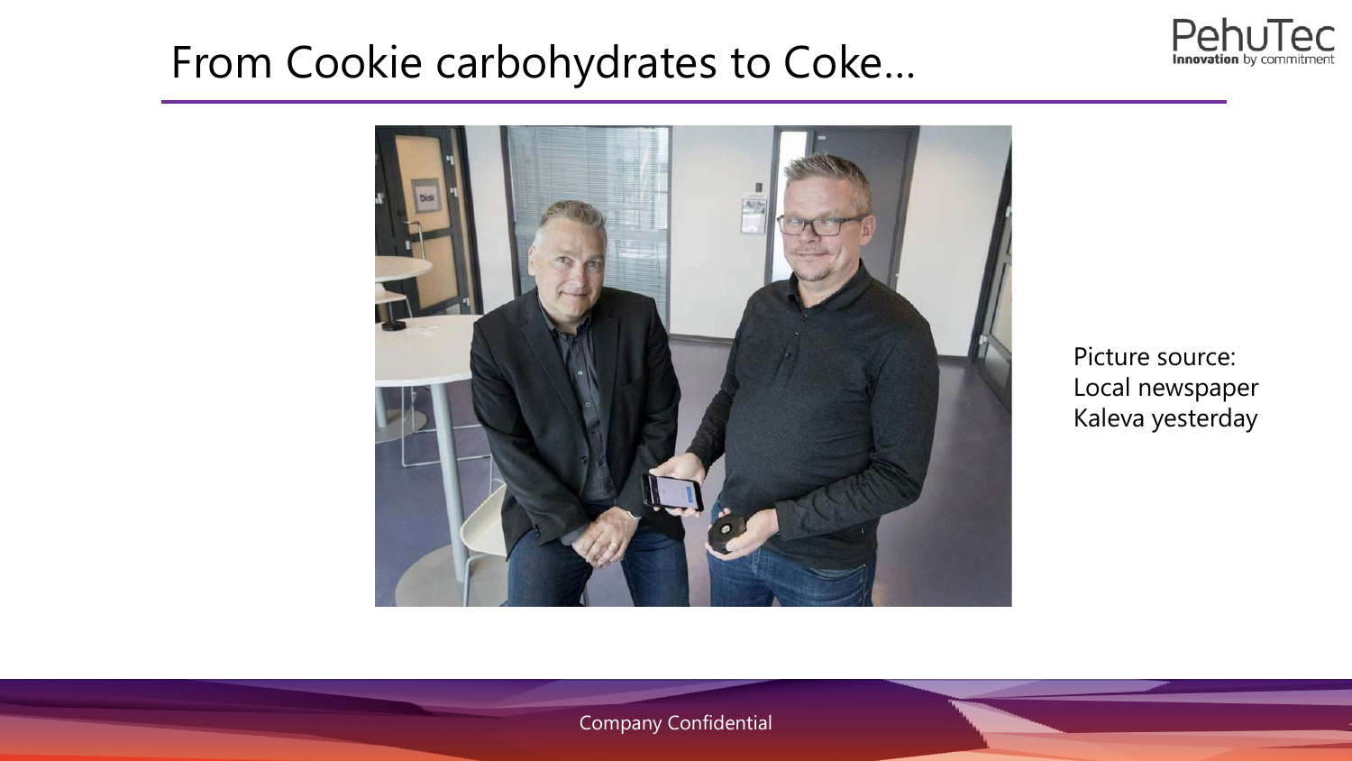# From Cookie carbohydrates to Coke…

Picture source: Local newspaper Kaleva yesterday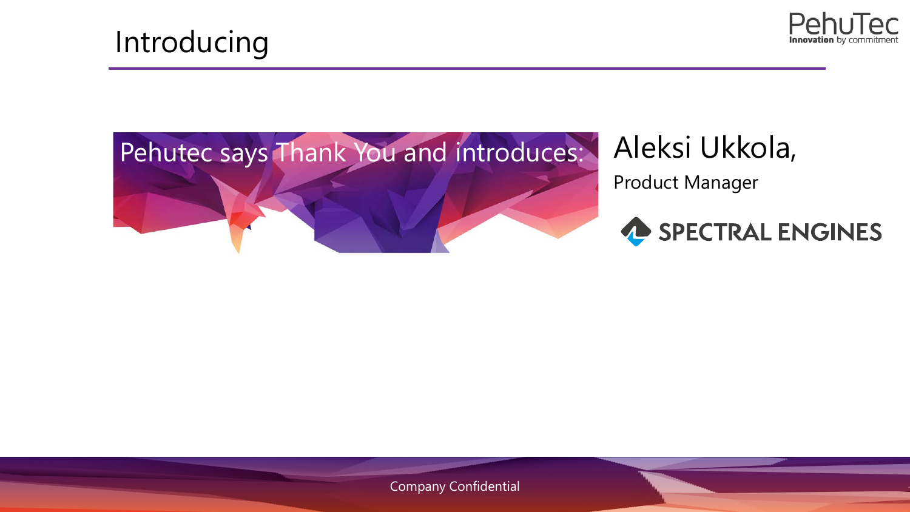# Introducing

Pehutec says Thank You and introduces:

## Aleksi Ukkola,

Product Manager

SPECTRAL ENGINES

Company Confidential